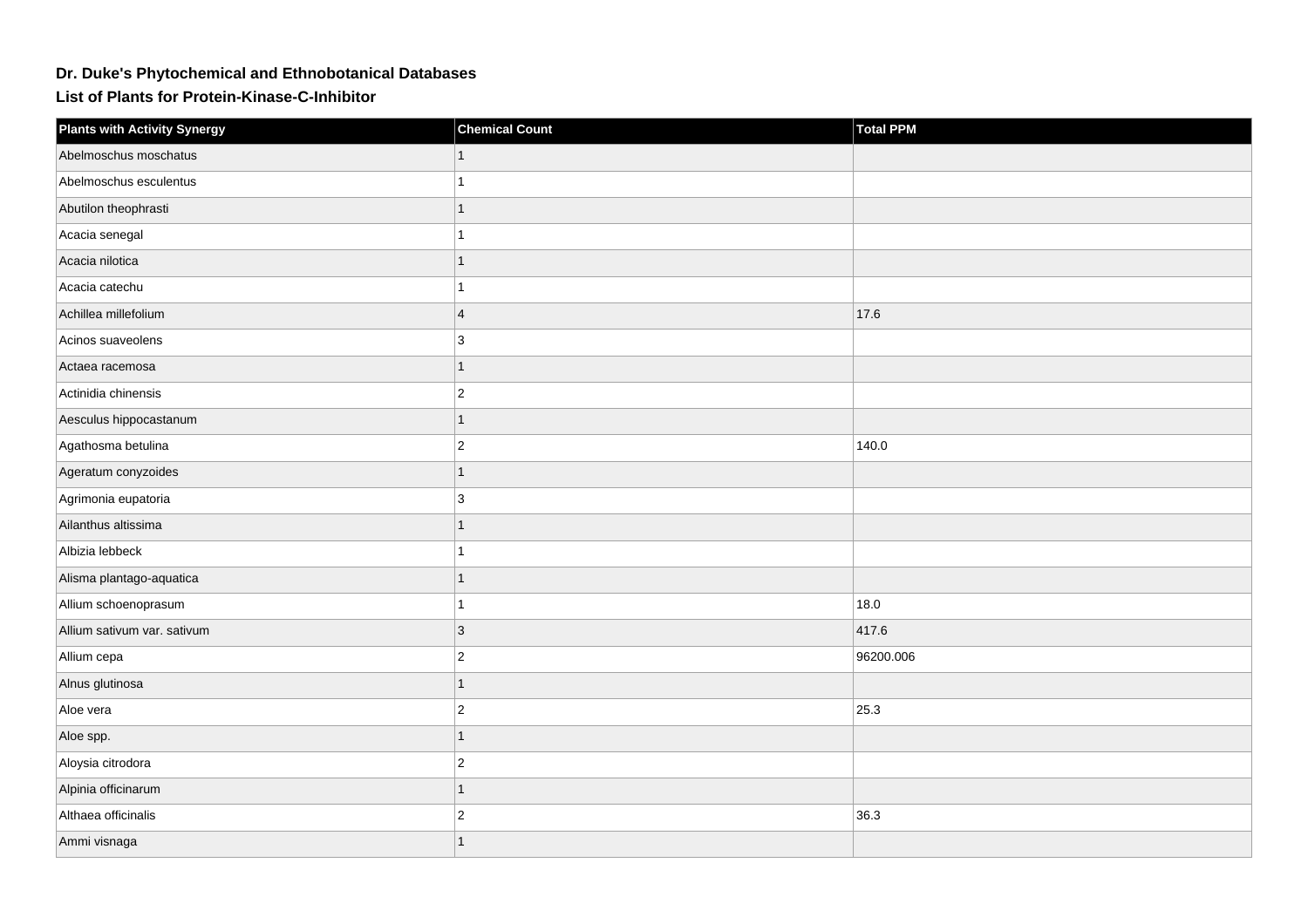# Dr. Duke's Phytochemical and Ethnobotanical Databases

## List of Plants for Protein-Kinase-C-Inhibitor

| Plants with Activity Synergy | Chemical Count | Total PPM |
|---|---|---|
| Abelmoschus moschatus | 1 | |
| Abelmoschus esculentus | 1 | |
| Abutilon theophrasti | 1 | |
| Acacia senegal | 1 | |
| Acacia nilotica | 1 | |
| Acacia catechu | 1 | |
| Achillea millefolium | 4 | 17.6 |
| Acinos suaveolens | 3 | |
| Actaea racemosa | 1 | |
| Actinidia chinensis | 2 | |
| Aesculus hippocastanum | 1 | |
| Agathosma betulina | 2 | 140.0 |
| Ageratum conyzoides | 1 | |
| Agrimonia eupatoria | 3 | |
| Ailanthus altissima | 1 | |
| Albizia lebbeck | 1 | |
| Alisma plantago-aquatica | 1 | |
| Allium schoenoprasum | 1 | 18.0 |
| Allium sativum var. sativum | 3 | 417.6 |
| Allium cepa | 2 | 96200.006 |
| Alnus glutinosa | 1 | |
| Aloe vera | 2 | 25.3 |
| Aloe spp. | 1 | |
| Aloysia citrodora | 2 | |
| Alpinia officinarum | 1 | |
| Althaea officinalis | 2 | 36.3 |
| Ammi visnaga | 1 | |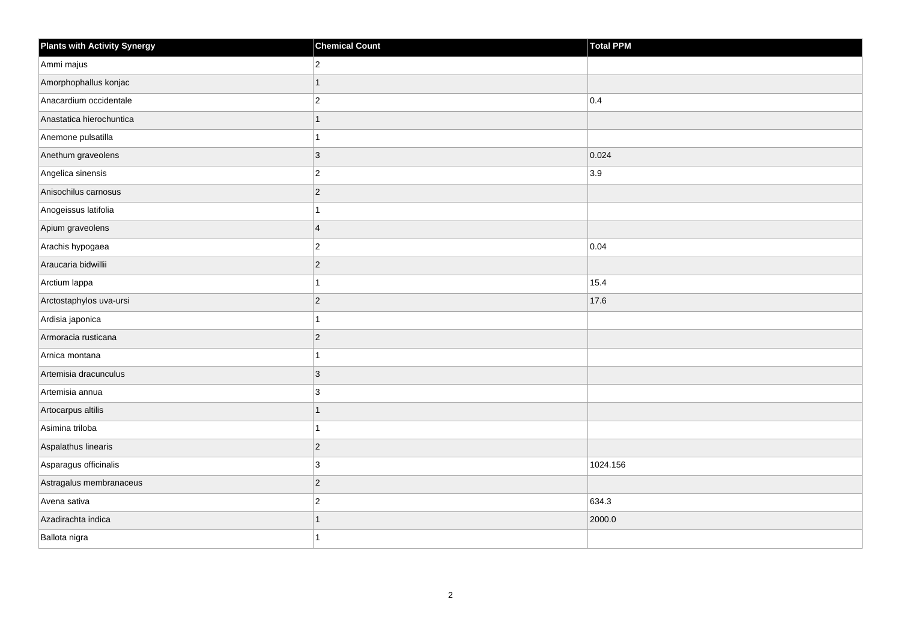| Plants with Activity Synergy | Chemical Count | Total PPM |
| --- | --- | --- |
| Ammi majus | 2 | |
| Amorphophallus konjac | 1 | |
| Anacardium occidentale | 2 | 0.4 |
| Anastatica hierochuntica | 1 | |
| Anemone pulsatilla | 1 | |
| Anethum graveolens | 3 | 0.024 |
| Angelica sinensis | 2 | 3.9 |
| Anisochilus carnosus | 2 | |
| Anogeissus latifolia | 1 | |
| Apium graveolens | 4 | |
| Arachis hypogaea | 2 | 0.04 |
| Araucaria bidwillii | 2 | |
| Arctium lappa | 1 | 15.4 |
| Arctostaphylos uva-ursi | 2 | 17.6 |
| Ardisia japonica | 1 | |
| Armoracia rusticana | 2 | |
| Arnica montana | 1 | |
| Artemisia dracunculus | 3 | |
| Artemisia annua | 3 | |
| Artocarpus altilis | 1 | |
| Asimina triloba | 1 | |
| Aspalathus linearis | 2 | |
| Asparagus officinalis | 3 | 1024.156 |
| Astragalus membranaceus | 2 | |
| Avena sativa | 2 | 634.3 |
| Azadirachta indica | 1 | 2000.0 |
| Ballota nigra | 1 | |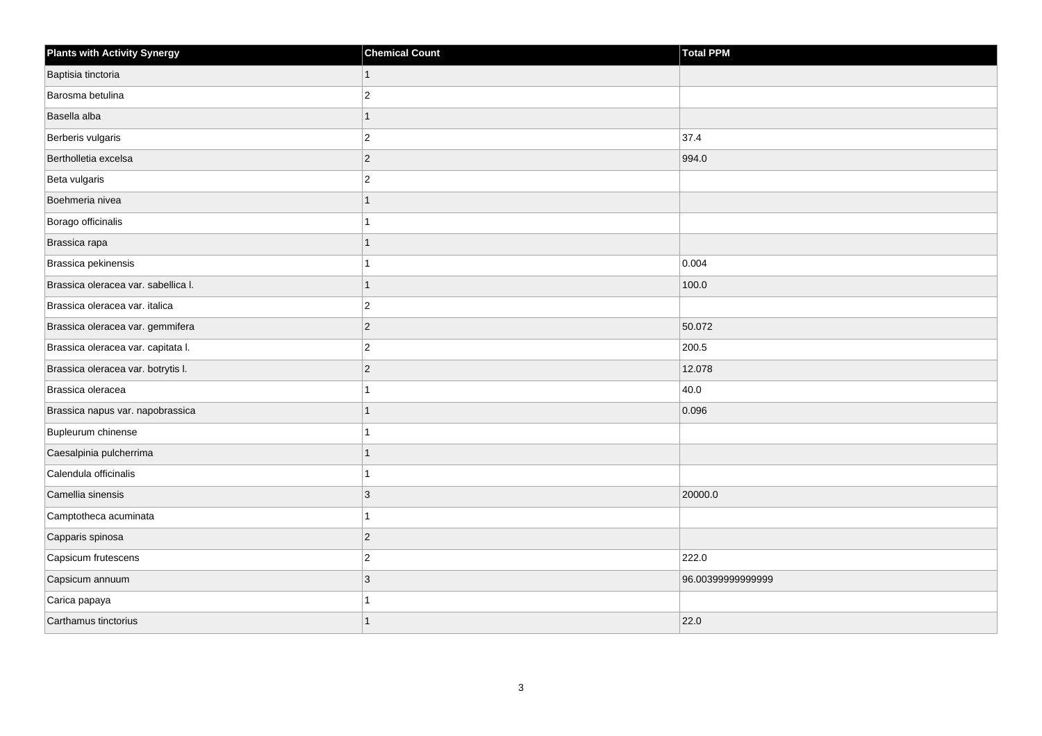| Plants with Activity Synergy | Chemical Count | Total PPM |
| --- | --- | --- |
| Baptisia tinctoria | 1 | |
| Barosma betulina | 2 | |
| Basella alba | 1 | |
| Berberis vulgaris | 2 | 37.4 |
| Bertholletia excelsa | 2 | 994.0 |
| Beta vulgaris | 2 | |
| Boehmeria nivea | 1 | |
| Borago officinalis | 1 | |
| Brassica rapa | 1 | |
| Brassica pekinensis | 1 | 0.004 |
| Brassica oleracea var. sabellica l. | 1 | 100.0 |
| Brassica oleracea var. italica | 2 | |
| Brassica oleracea var. gemmifera | 2 | 50.072 |
| Brassica oleracea var. capitata l. | 2 | 200.5 |
| Brassica oleracea var. botrytis l. | 2 | 12.078 |
| Brassica oleracea | 1 | 40.0 |
| Brassica napus var. napobrassica | 1 | 0.096 |
| Bupleurum chinense | 1 | |
| Caesalpinia pulcherrima | 1 | |
| Calendula officinalis | 1 | |
| Camellia sinensis | 3 | 20000.0 |
| Camptotheca acuminata | 1 | |
| Capparis spinosa | 2 | |
| Capsicum frutescens | 2 | 222.0 |
| Capsicum annuum | 3 | 96.00399999999999 |
| Carica papaya | 1 | |
| Carthamus tinctorius | 1 | 22.0 |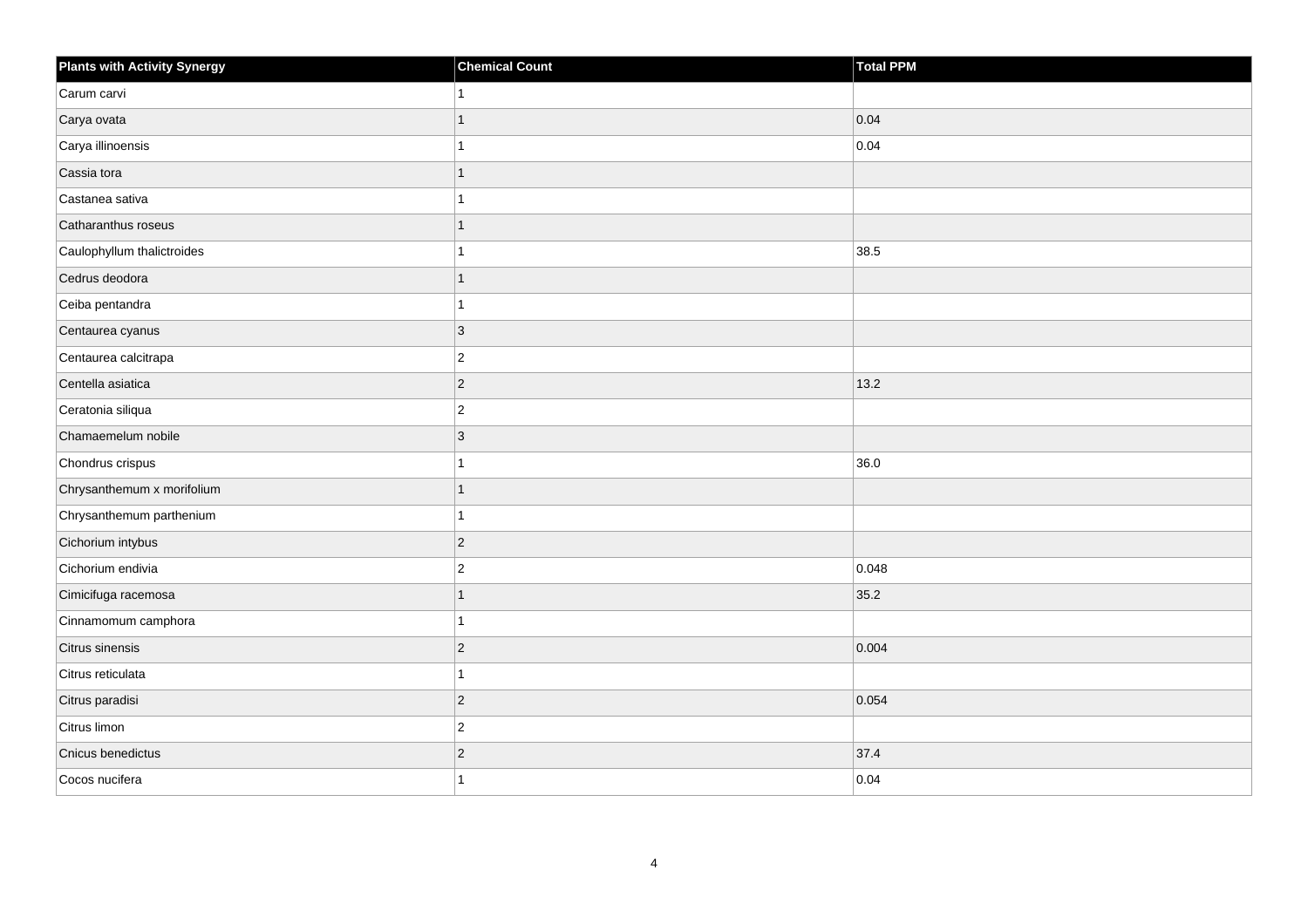| Plants with Activity Synergy | Chemical Count | Total PPM |
| --- | --- | --- |
| Carum carvi | 1 | |
| Carya ovata | 1 | 0.04 |
| Carya illinoensis | 1 | 0.04 |
| Cassia tora | 1 | |
| Castanea sativa | 1 | |
| Catharanthus roseus | 1 | |
| Caulophyllum thalictroides | 1 | 38.5 |
| Cedrus deodora | 1 | |
| Ceiba pentandra | 1 | |
| Centaurea cyanus | 3 | |
| Centaurea calcitrapa | 2 | |
| Centella asiatica | 2 | 13.2 |
| Ceratonia siliqua | 2 | |
| Chamaemelum nobile | 3 | |
| Chondrus crispus | 1 | 36.0 |
| Chrysanthemum x morifolium | 1 | |
| Chrysanthemum parthenium | 1 | |
| Cichorium intybus | 2 | |
| Cichorium endivia | 2 | 0.048 |
| Cimicifuga racemosa | 1 | 35.2 |
| Cinnamomum camphora | 1 | |
| Citrus sinensis | 2 | 0.004 |
| Citrus reticulata | 1 | |
| Citrus paradisi | 2 | 0.054 |
| Citrus limon | 2 | |
| Cnicus benedictus | 2 | 37.4 |
| Cocos nucifera | 1 | 0.04 |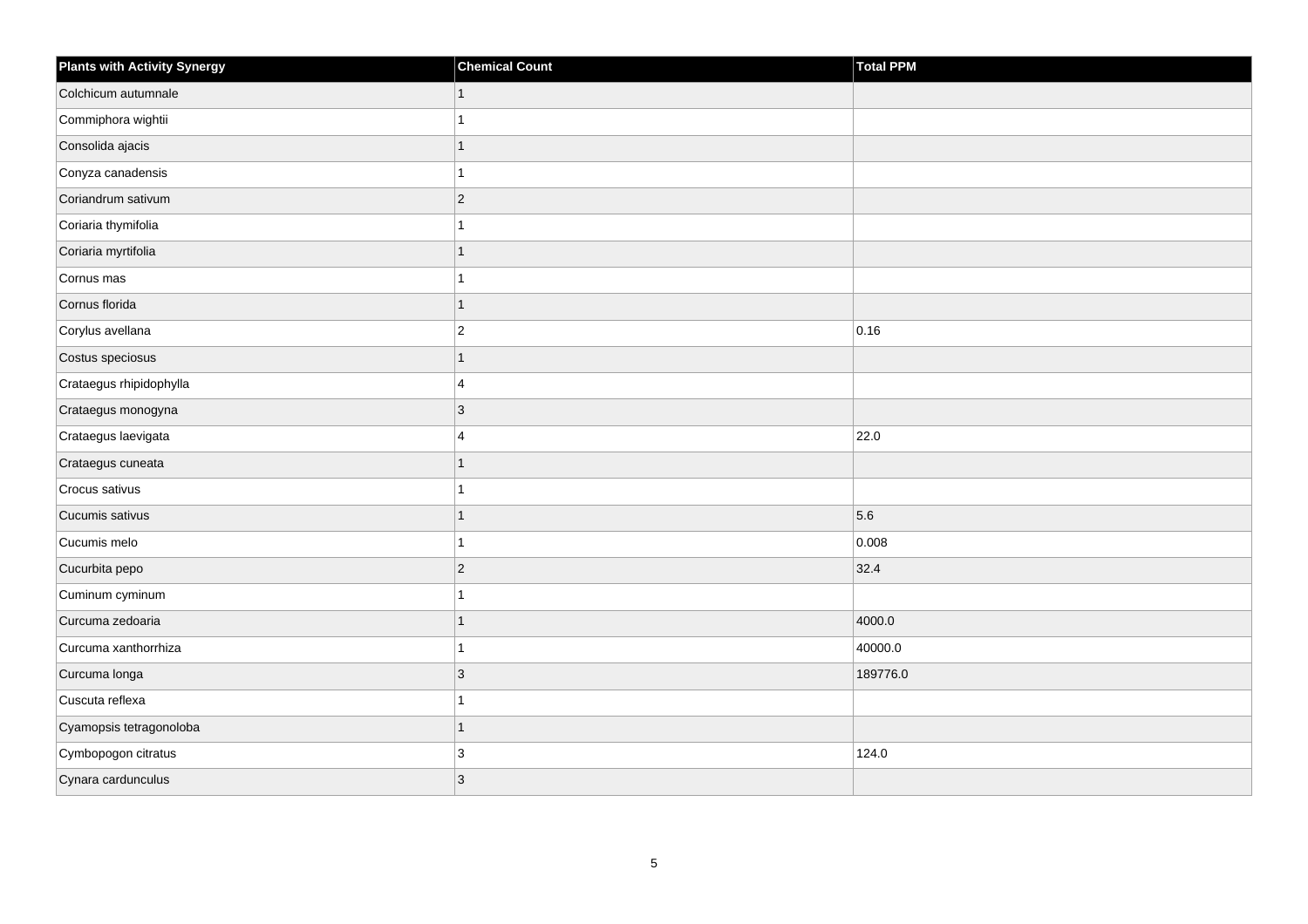| Plants with Activity Synergy | Chemical Count | Total PPM |
| --- | --- | --- |
| Colchicum autumnale | 1 | |
| Commiphora wightii | 1 | |
| Consolida ajacis | 1 | |
| Conyza canadensis | 1 | |
| Coriandrum sativum | 2 | |
| Coriaria thymifolia | 1 | |
| Coriaria myrtifolia | 1 | |
| Cornus mas | 1 | |
| Cornus florida | 1 | |
| Corylus avellana | 2 | 0.16 |
| Costus speciosus | 1 | |
| Crataegus rhipidophylla | 4 | |
| Crataegus monogyna | 3 | |
| Crataegus laevigata | 4 | 22.0 |
| Crataegus cuneata | 1 | |
| Crocus sativus | 1 | |
| Cucumis sativus | 1 | 5.6 |
| Cucumis melo | 1 | 0.008 |
| Cucurbita pepo | 2 | 32.4 |
| Cuminum cyminum | 1 | |
| Curcuma zedoaria | 1 | 4000.0 |
| Curcuma xanthorrhiza | 1 | 40000.0 |
| Curcuma longa | 3 | 189776.0 |
| Cuscuta reflexa | 1 | |
| Cyamopsis tetragonoloba | 1 | |
| Cymbopogon citratus | 3 | 124.0 |
| Cynara cardunculus | 3 | |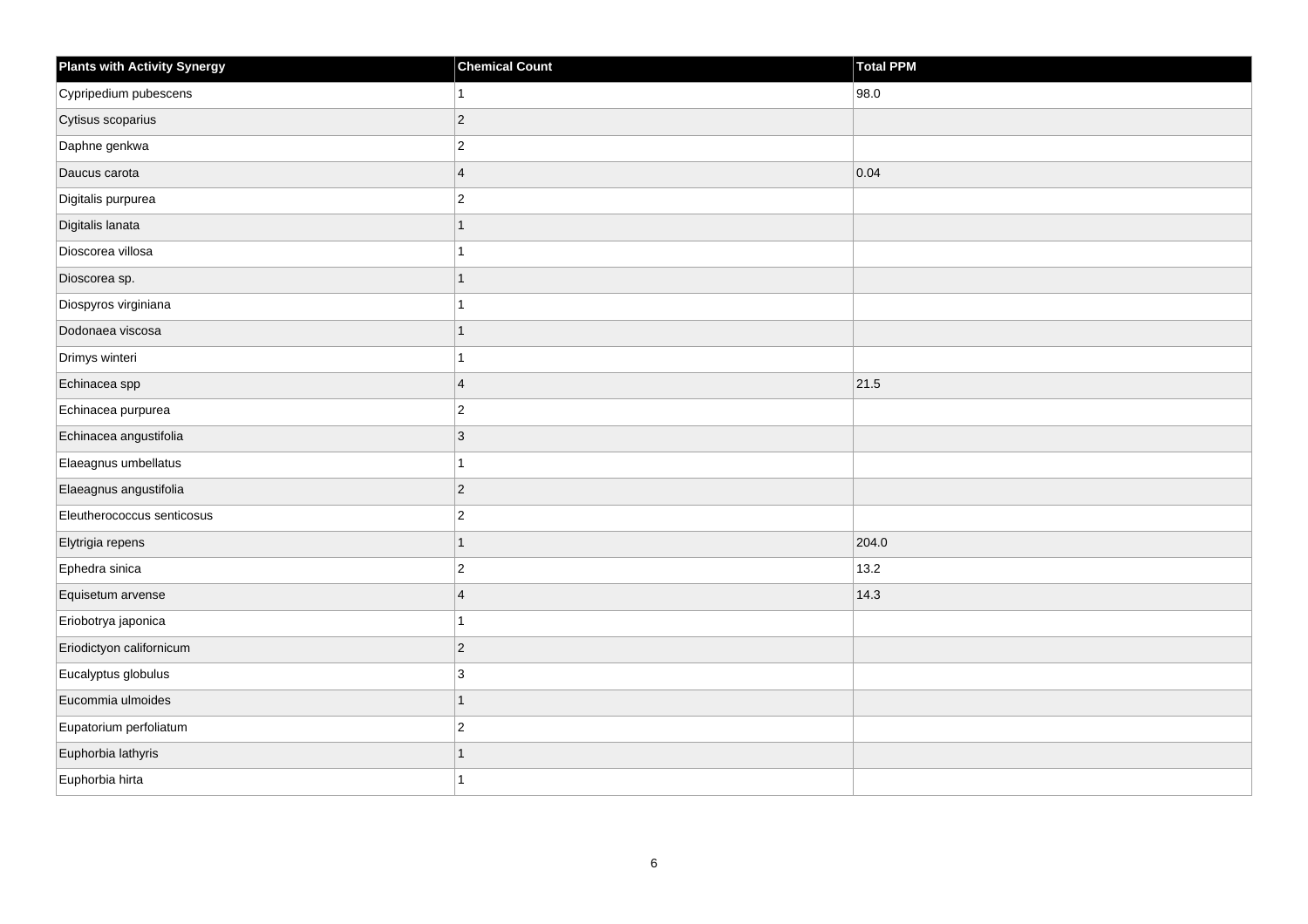| Plants with Activity Synergy | Chemical Count | Total PPM |
| --- | --- | --- |
| Cypripedium pubescens | 1 | 98.0 |
| Cytisus scoparius | 2 | |
| Daphne genkwa | 2 | |
| Daucus carota | 4 | 0.04 |
| Digitalis purpurea | 2 | |
| Digitalis lanata | 1 | |
| Dioscorea villosa | 1 | |
| Dioscorea sp. | 1 | |
| Diospyros virginiana | 1 | |
| Dodonaea viscosa | 1 | |
| Drimys winteri | 1 | |
| Echinacea spp | 4 | 21.5 |
| Echinacea purpurea | 2 | |
| Echinacea angustifolia | 3 | |
| Elaeagnus umbellatus | 1 | |
| Elaeagnus angustifolia | 2 | |
| Eleutherococcus senticosus | 2 | |
| Elytrigia repens | 1 | 204.0 |
| Ephedra sinica | 2 | 13.2 |
| Equisetum arvense | 4 | 14.3 |
| Eriobotrya japonica | 1 | |
| Eriodictyon californicum | 2 | |
| Eucalyptus globulus | 3 | |
| Eucommia ulmoides | 1 | |
| Eupatorium perfoliatum | 2 | |
| Euphorbia lathyris | 1 | |
| Euphorbia hirta | 1 | |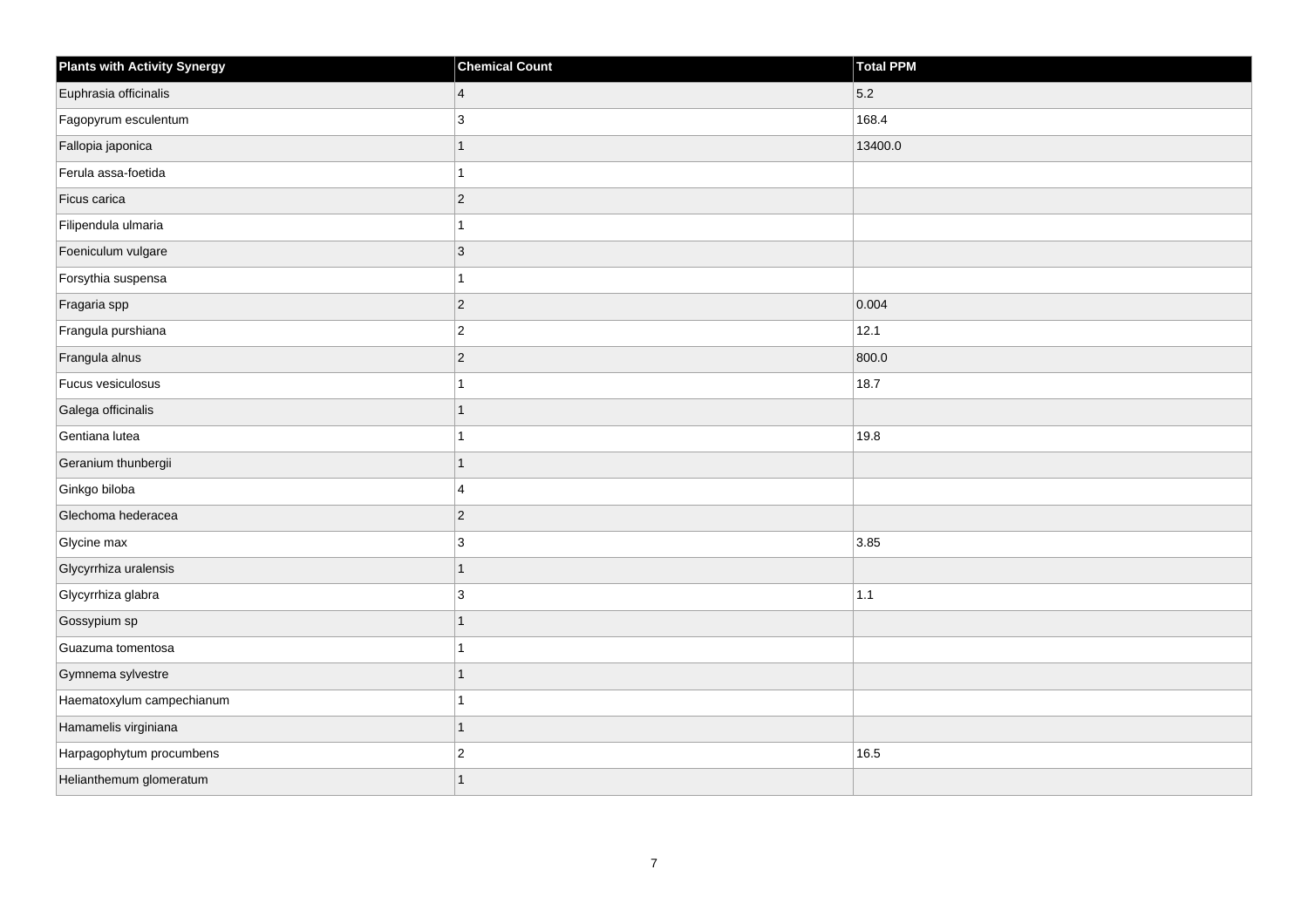| Plants with Activity Synergy | Chemical Count | Total PPM |
| --- | --- | --- |
| Euphrasia officinalis | 4 | 5.2 |
| Fagopyrum esculentum | 3 | 168.4 |
| Fallopia japonica | 1 | 13400.0 |
| Ferula assa-foetida | 1 | |
| Ficus carica | 2 | |
| Filipendula ulmaria | 1 | |
| Foeniculum vulgare | 3 | |
| Forsythia suspensa | 1 | |
| Fragaria spp | 2 | 0.004 |
| Frangula purshiana | 2 | 12.1 |
| Frangula alnus | 2 | 800.0 |
| Fucus vesiculosus | 1 | 18.7 |
| Galega officinalis | 1 | |
| Gentiana lutea | 1 | 19.8 |
| Geranium thunbergii | 1 | |
| Ginkgo biloba | 4 | |
| Glechoma hederacea | 2 | |
| Glycine max | 3 | 3.85 |
| Glycyrrhiza uralensis | 1 | |
| Glycyrrhiza glabra | 3 | 1.1 |
| Gossypium sp | 1 | |
| Guazuma tomentosa | 1 | |
| Gymnema sylvestre | 1 | |
| Haematoxylum campechianum | 1 | |
| Hamamelis virginiana | 1 | |
| Harpagophytum procumbens | 2 | 16.5 |
| Helianthemum glomeratum | 1 | |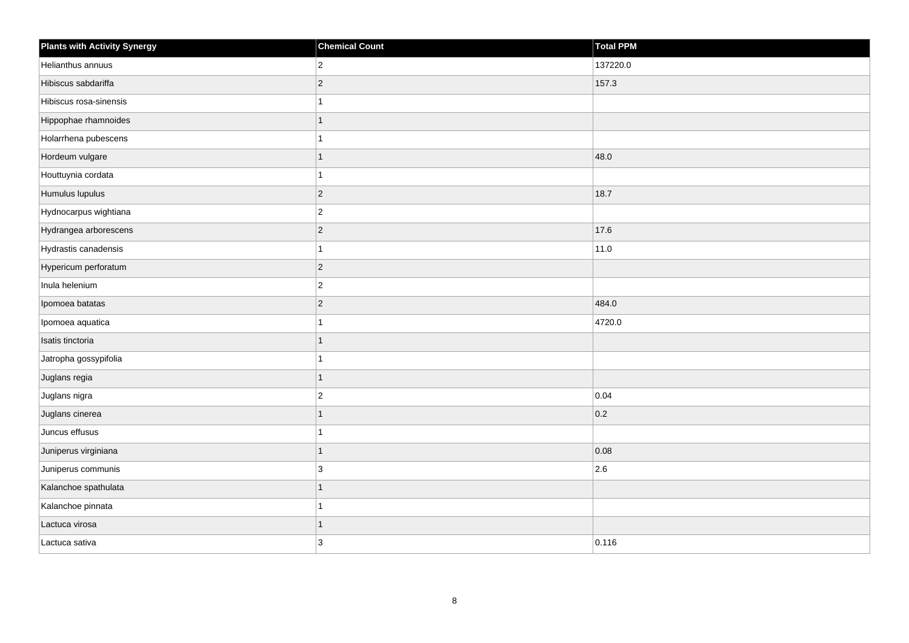| Plants with Activity Synergy | Chemical Count | Total PPM |
|---|---|---|
| Helianthus annuus | 2 | 137220.0 |
| Hibiscus sabdariffa | 2 | 157.3 |
| Hibiscus rosa-sinensis | 1 | |
| Hippophae rhamnoides | 1 | |
| Holarrhena pubescens | 1 | |
| Hordeum vulgare | 1 | 48.0 |
| Houttuynia cordata | 1 | |
| Humulus lupulus | 2 | 18.7 |
| Hydnocarpus wightiana | 2 | |
| Hydrangea arborescens | 2 | 17.6 |
| Hydrastis canadensis | 1 | 11.0 |
| Hypericum perforatum | 2 | |
| Inula helenium | 2 | |
| Ipomoea batatas | 2 | 484.0 |
| Ipomoea aquatica | 1 | 4720.0 |
| Isatis tinctoria | 1 | |
| Jatropha gossypifolia | 1 | |
| Juglans regia | 1 | |
| Juglans nigra | 2 | 0.04 |
| Juglans cinerea | 1 | 0.2 |
| Juncus effusus | 1 | |
| Juniperus virginiana | 1 | 0.08 |
| Juniperus communis | 3 | 2.6 |
| Kalanchoe spathulata | 1 | |
| Kalanchoe pinnata | 1 | |
| Lactuca virosa | 1 | |
| Lactuca sativa | 3 | 0.116 |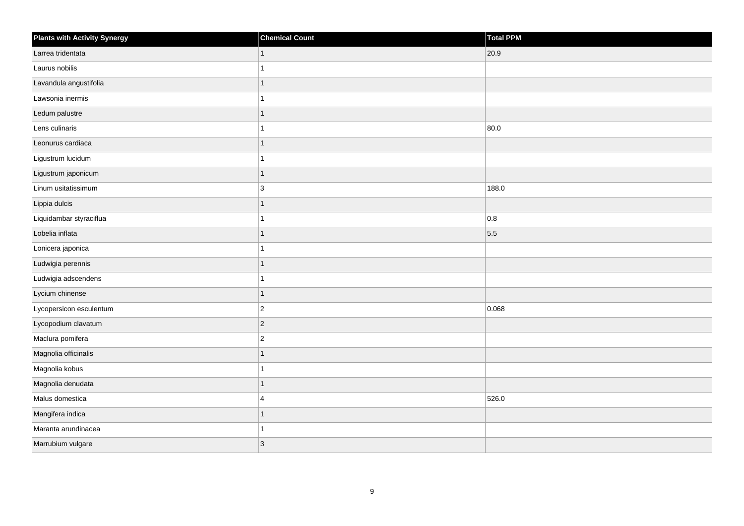| Plants with Activity Synergy | Chemical Count | Total PPM |
| --- | --- | --- |
| Larrea tridentata | 1 | 20.9 |
| Laurus nobilis | 1 | |
| Lavandula angustifolia | 1 | |
| Lawsonia inermis | 1 | |
| Ledum palustre | 1 | |
| Lens culinaris | 1 | 80.0 |
| Leonurus cardiaca | 1 | |
| Ligustrum lucidum | 1 | |
| Ligustrum japonicum | 1 | |
| Linum usitatissimum | 3 | 188.0 |
| Lippia dulcis | 1 | |
| Liquidambar styraciflua | 1 | 0.8 |
| Lobelia inflata | 1 | 5.5 |
| Lonicera japonica | 1 | |
| Ludwigia perennis | 1 | |
| Ludwigia adscendens | 1 | |
| Lycium chinense | 1 | |
| Lycopersicon esculentum | 2 | 0.068 |
| Lycopodium clavatum | 2 | |
| Maclura pomifera | 2 | |
| Magnolia officinalis | 1 | |
| Magnolia kobus | 1 | |
| Magnolia denudata | 1 | |
| Malus domestica | 4 | 526.0 |
| Mangifera indica | 1 | |
| Maranta arundinacea | 1 | |
| Marrubium vulgare | 3 | |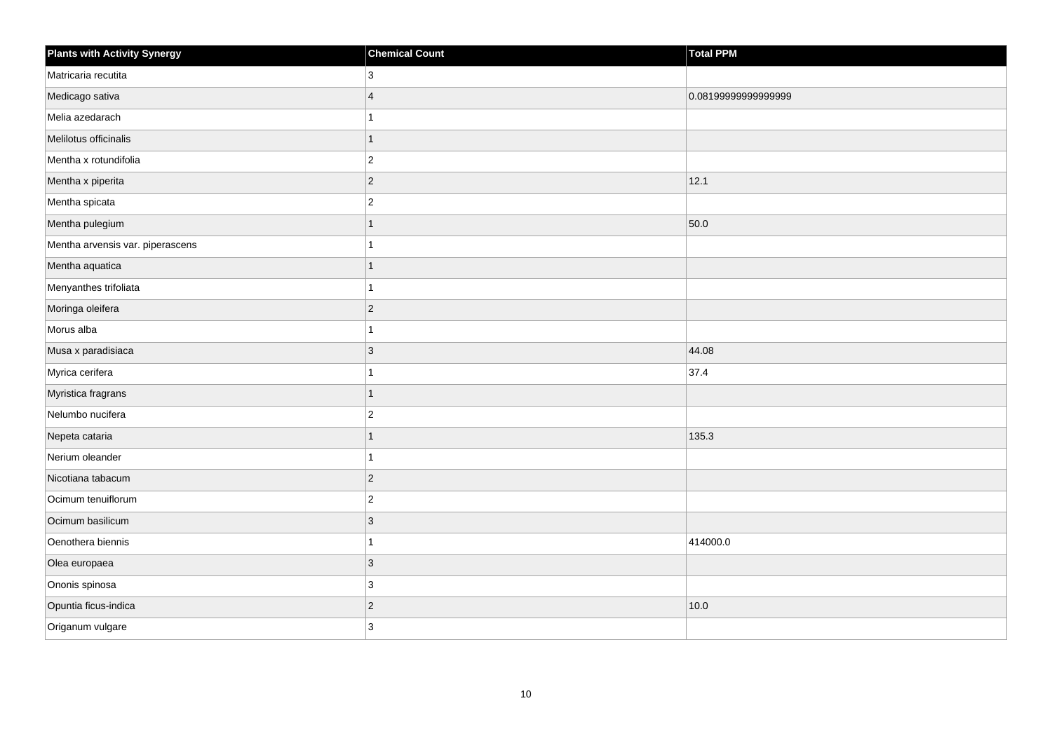| Plants with Activity Synergy | Chemical Count | Total PPM |
| --- | --- | --- |
| Matricaria recutita | 3 | |
| Medicago sativa | 4 | 0.08199999999999999 |
| Melia azedarach | 1 | |
| Melilotus officinalis | 1 | |
| Mentha x rotundifolia | 2 | |
| Mentha x piperita | 2 | 12.1 |
| Mentha spicata | 2 | |
| Mentha pulegium | 1 | 50.0 |
| Mentha arvensis var. piperascens | 1 | |
| Mentha aquatica | 1 | |
| Menyanthes trifoliata | 1 | |
| Moringa oleifera | 2 | |
| Morus alba | 1 | |
| Musa x paradisiaca | 3 | 44.08 |
| Myrica cerifera | 1 | 37.4 |
| Myristica fragrans | 1 | |
| Nelumbo nucifera | 2 | |
| Nepeta cataria | 1 | 135.3 |
| Nerium oleander | 1 | |
| Nicotiana tabacum | 2 | |
| Ocimum tenuiflorum | 2 | |
| Ocimum basilicum | 3 | |
| Oenothera biennis | 1 | 414000.0 |
| Olea europaea | 3 | |
| Ononis spinosa | 3 | |
| Opuntia ficus-indica | 2 | 10.0 |
| Origanum vulgare | 3 | |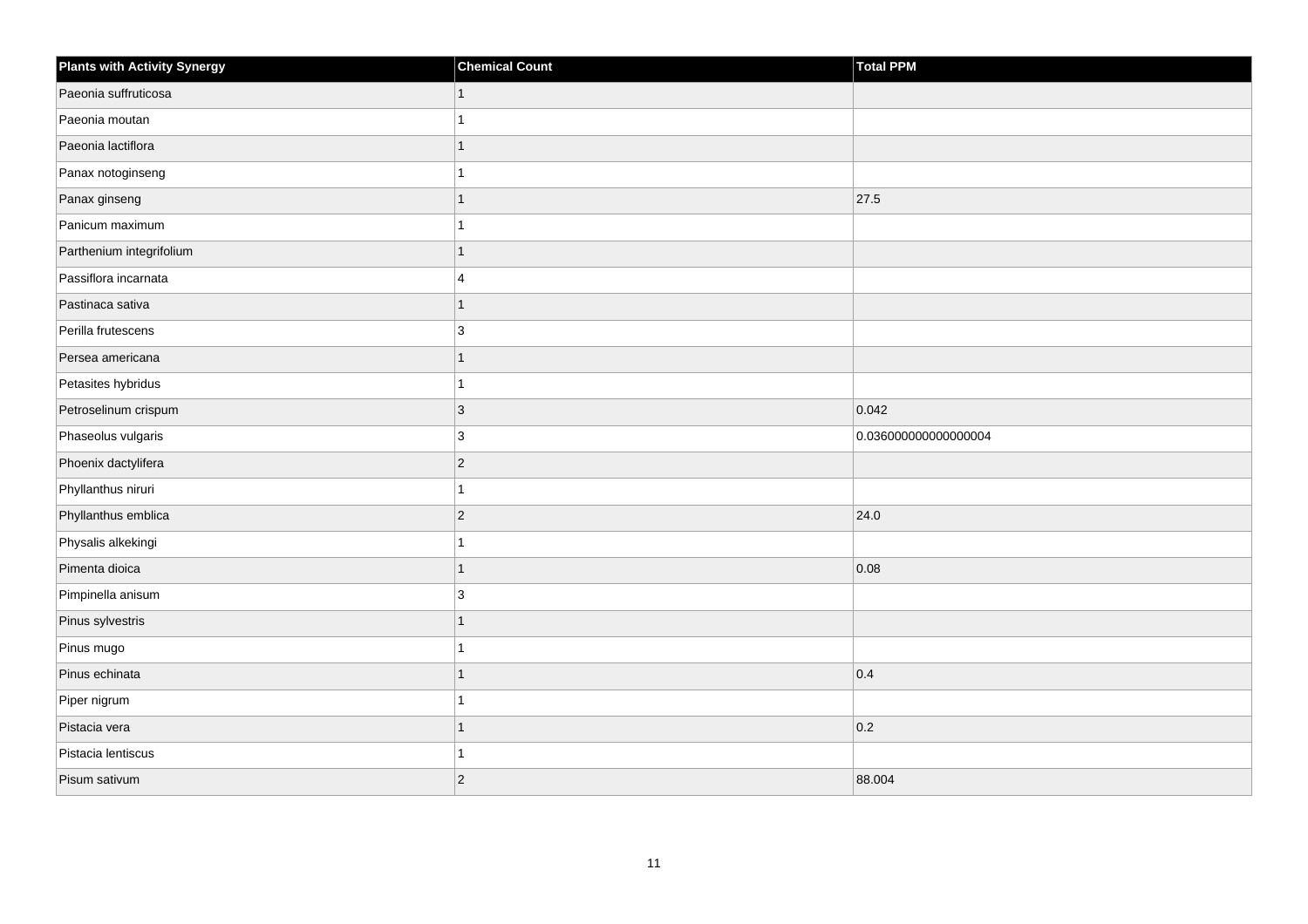| Plants with Activity Synergy | Chemical Count | Total PPM |
| --- | --- | --- |
| Paeonia suffruticosa | 1 | |
| Paeonia moutan | 1 | |
| Paeonia lactiflora | 1 | |
| Panax notoginseng | 1 | |
| Panax ginseng | 1 | 27.5 |
| Panicum maximum | 1 | |
| Parthenium integrifolium | 1 | |
| Passiflora incarnata | 4 | |
| Pastinaca sativa | 1 | |
| Perilla frutescens | 3 | |
| Persea americana | 1 | |
| Petasites hybridus | 1 | |
| Petroselinum crispum | 3 | 0.042 |
| Phaseolus vulgaris | 3 | 0.036000000000000004 |
| Phoenix dactylifera | 2 | |
| Phyllanthus niruri | 1 | |
| Phyllanthus emblica | 2 | 24.0 |
| Physalis alkekingi | 1 | |
| Pimenta dioica | 1 | 0.08 |
| Pimpinella anisum | 3 | |
| Pinus sylvestris | 1 | |
| Pinus mugo | 1 | |
| Pinus echinata | 1 | 0.4 |
| Piper nigrum | 1 | |
| Pistacia vera | 1 | 0.2 |
| Pistacia lentiscus | 1 | |
| Pisum sativum | 2 | 88.004 |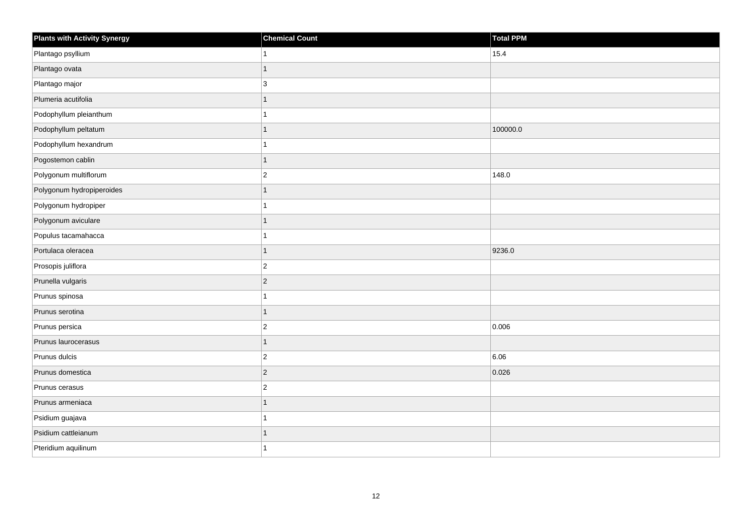| Plants with Activity Synergy | Chemical Count | Total PPM |
| --- | --- | --- |
| Plantago psyllium | 1 | 15.4 |
| Plantago ovata | 1 | |
| Plantago major | 3 | |
| Plumeria acutifolia | 1 | |
| Podophyllum pleianthum | 1 | |
| Podophyllum peltatum | 1 | 100000.0 |
| Podophyllum hexandrum | 1 | |
| Pogostemon cablin | 1 | |
| Polygonum multiflorum | 2 | 148.0 |
| Polygonum hydropiperoides | 1 | |
| Polygonum hydropiper | 1 | |
| Polygonum aviculare | 1 | |
| Populus tacamahacca | 1 | |
| Portulaca oleracea | 1 | 9236.0 |
| Prosopis juliflora | 2 | |
| Prunella vulgaris | 2 | |
| Prunus spinosa | 1 | |
| Prunus serotina | 1 | |
| Prunus persica | 2 | 0.006 |
| Prunus laurocerasus | 1 | |
| Prunus dulcis | 2 | 6.06 |
| Prunus domestica | 2 | 0.026 |
| Prunus cerasus | 2 | |
| Prunus armeniaca | 1 | |
| Psidium guajava | 1 | |
| Psidium cattleianum | 1 | |
| Pteridium aquilinum | 1 | |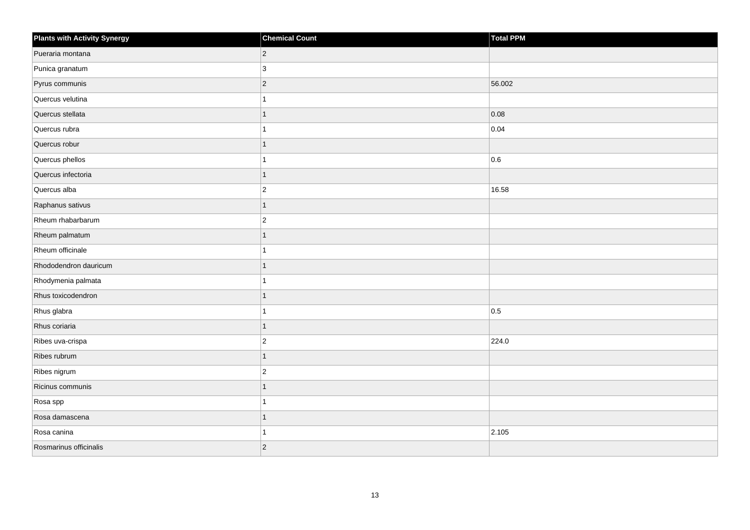| Plants with Activity Synergy | Chemical Count | Total PPM |
| --- | --- | --- |
| Pueraria montana | 2 | |
| Punica granatum | 3 | |
| Pyrus communis | 2 | 56.002 |
| Quercus velutina | 1 | |
| Quercus stellata | 1 | 0.08 |
| Quercus rubra | 1 | 0.04 |
| Quercus robur | 1 | |
| Quercus phellos | 1 | 0.6 |
| Quercus infectoria | 1 | |
| Quercus alba | 2 | 16.58 |
| Raphanus sativus | 1 | |
| Rheum rhabarbarum | 2 | |
| Rheum palmatum | 1 | |
| Rheum officinale | 1 | |
| Rhododendron dauricum | 1 | |
| Rhodymenia palmata | 1 | |
| Rhus toxicodendron | 1 | |
| Rhus glabra | 1 | 0.5 |
| Rhus coriaria | 1 | |
| Ribes uva-crispa | 2 | 224.0 |
| Ribes rubrum | 1 | |
| Ribes nigrum | 2 | |
| Ricinus communis | 1 | |
| Rosa spp | 1 | |
| Rosa damascena | 1 | |
| Rosa canina | 1 | 2.105 |
| Rosmarinus officinalis | 2 | |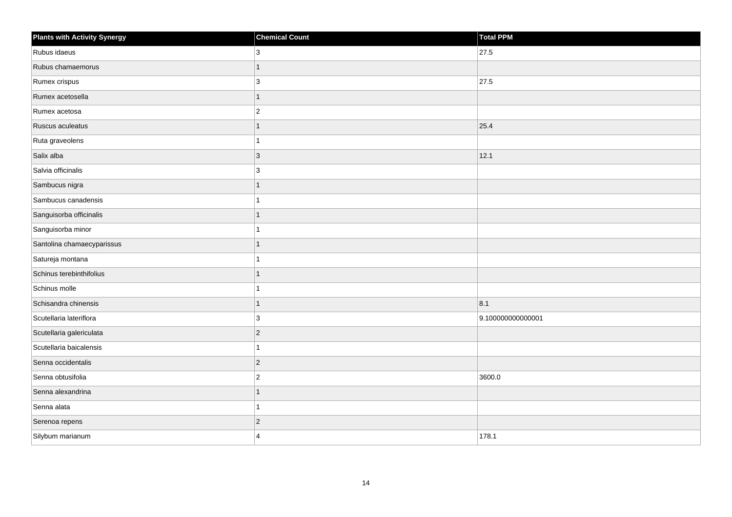| Plants with Activity Synergy | Chemical Count | Total PPM |
| --- | --- | --- |
| Rubus idaeus | 3 | 27.5 |
| Rubus chamaemorus | 1 | |
| Rumex crispus | 3 | 27.5 |
| Rumex acetosella | 1 | |
| Rumex acetosa | 2 | |
| Ruscus aculeatus | 1 | 25.4 |
| Ruta graveolens | 1 | |
| Salix alba | 3 | 12.1 |
| Salvia officinalis | 3 | |
| Sambucus nigra | 1 | |
| Sambucus canadensis | 1 | |
| Sanguisorba officinalis | 1 | |
| Sanguisorba minor | 1 | |
| Santolina chamaecyparissus | 1 | |
| Satureja montana | 1 | |
| Schinus terebinthifolius | 1 | |
| Schinus molle | 1 | |
| Schisandra chinensis | 1 | 8.1 |
| Scutellaria lateriflora | 3 | 9.100000000000001 |
| Scutellaria galericulata | 2 | |
| Scutellaria baicalensis | 1 | |
| Senna occidentalis | 2 | |
| Senna obtusifolia | 2 | 3600.0 |
| Senna alexandrina | 1 | |
| Senna alata | 1 | |
| Serenoa repens | 2 | |
| Silybum marianum | 4 | 178.1 |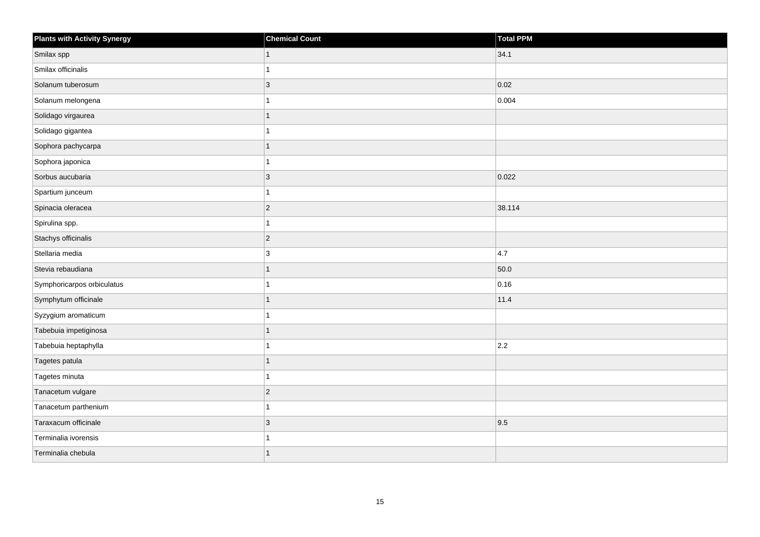| Plants with Activity Synergy | Chemical Count | Total PPM |
| --- | --- | --- |
| Smilax spp | 1 | 34.1 |
| Smilax officinalis | 1 | |
| Solanum tuberosum | 3 | 0.02 |
| Solanum melongena | 1 | 0.004 |
| Solidago virgaurea | 1 | |
| Solidago gigantea | 1 | |
| Sophora pachycarpa | 1 | |
| Sophora japonica | 1 | |
| Sorbus aucubaria | 3 | 0.022 |
| Spartium junceum | 1 | |
| Spinacia oleracea | 2 | 38.114 |
| Spirulina spp. | 1 | |
| Stachys officinalis | 2 | |
| Stellaria media | 3 | 4.7 |
| Stevia rebaudiana | 1 | 50.0 |
| Symphoricarpos orbiculatus | 1 | 0.16 |
| Symphytum officinale | 1 | 11.4 |
| Syzygium aromaticum | 1 | |
| Tabebuia impetiginosa | 1 | |
| Tabebuia heptaphylla | 1 | 2.2 |
| Tagetes patula | 1 | |
| Tagetes minuta | 1 | |
| Tanacetum vulgare | 2 | |
| Tanacetum parthenium | 1 | |
| Taraxacum officinale | 3 | 9.5 |
| Terminalia ivorensis | 1 | |
| Terminalia chebula | 1 | |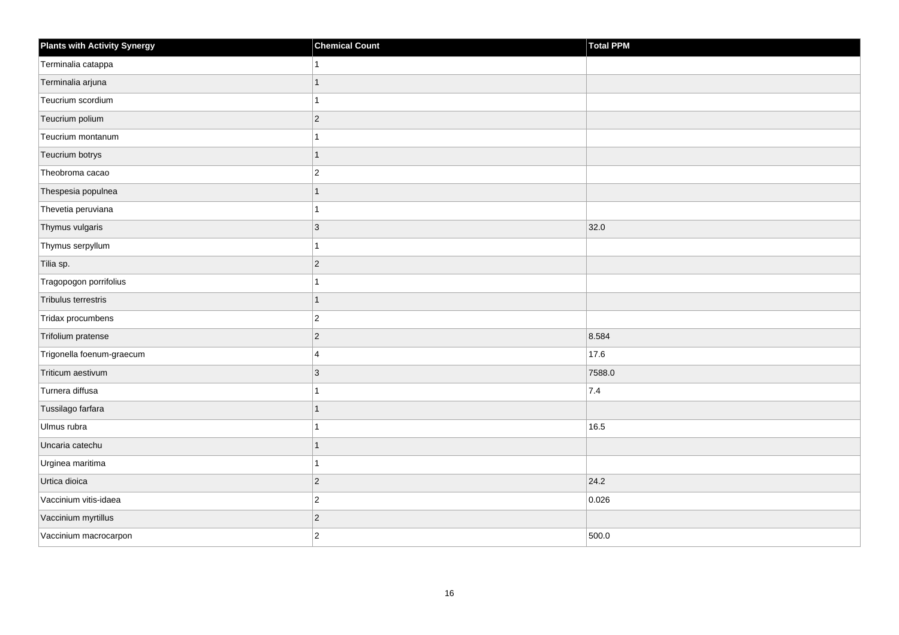| Plants with Activity Synergy | Chemical Count | Total PPM |
| --- | --- | --- |
| Terminalia catappa | 1 | |
| Terminalia arjuna | 1 | |
| Teucrium scordium | 1 | |
| Teucrium polium | 2 | |
| Teucrium montanum | 1 | |
| Teucrium botrys | 1 | |
| Theobroma cacao | 2 | |
| Thespesia populnea | 1 | |
| Thevetia peruviana | 1 | |
| Thymus vulgaris | 3 | 32.0 |
| Thymus serpyllum | 1 | |
| Tilia sp. | 2 | |
| Tragopogon porrifolius | 1 | |
| Tribulus terrestris | 1 | |
| Tridax procumbens | 2 | |
| Trifolium pratense | 2 | 8.584 |
| Trigonella foenum-graecum | 4 | 17.6 |
| Triticum aestivum | 3 | 7588.0 |
| Turnera diffusa | 1 | 7.4 |
| Tussilago farfara | 1 | |
| Ulmus rubra | 1 | 16.5 |
| Uncaria catechu | 1 | |
| Urginea maritima | 1 | |
| Urtica dioica | 2 | 24.2 |
| Vaccinium vitis-idaea | 2 | 0.026 |
| Vaccinium myrtillus | 2 | |
| Vaccinium macrocarpon | 2 | 500.0 |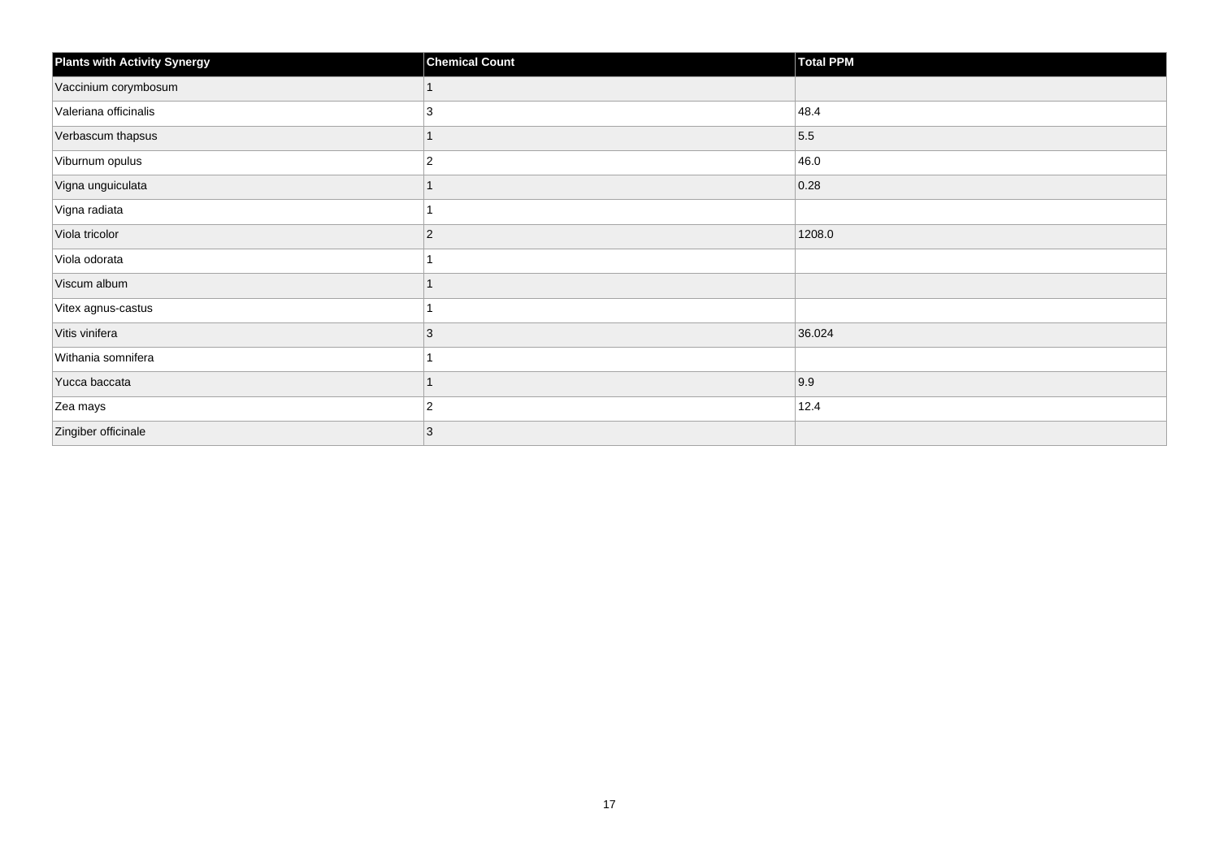| Plants with Activity Synergy | Chemical Count | Total PPM |
| --- | --- | --- |
| Vaccinium corymbosum | 1 | |
| Valeriana officinalis | 3 | 48.4 |
| Verbascum thapsus | 1 | 5.5 |
| Viburnum opulus | 2 | 46.0 |
| Vigna unguiculata | 1 | 0.28 |
| Vigna radiata | 1 | |
| Viola tricolor | 2 | 1208.0 |
| Viola odorata | 1 | |
| Viscum album | 1 | |
| Vitex agnus-castus | 1 | |
| Vitis vinifera | 3 | 36.024 |
| Withania somnifera | 1 | |
| Yucca baccata | 1 | 9.9 |
| Zea mays | 2 | 12.4 |
| Zingiber officinale | 3 | |